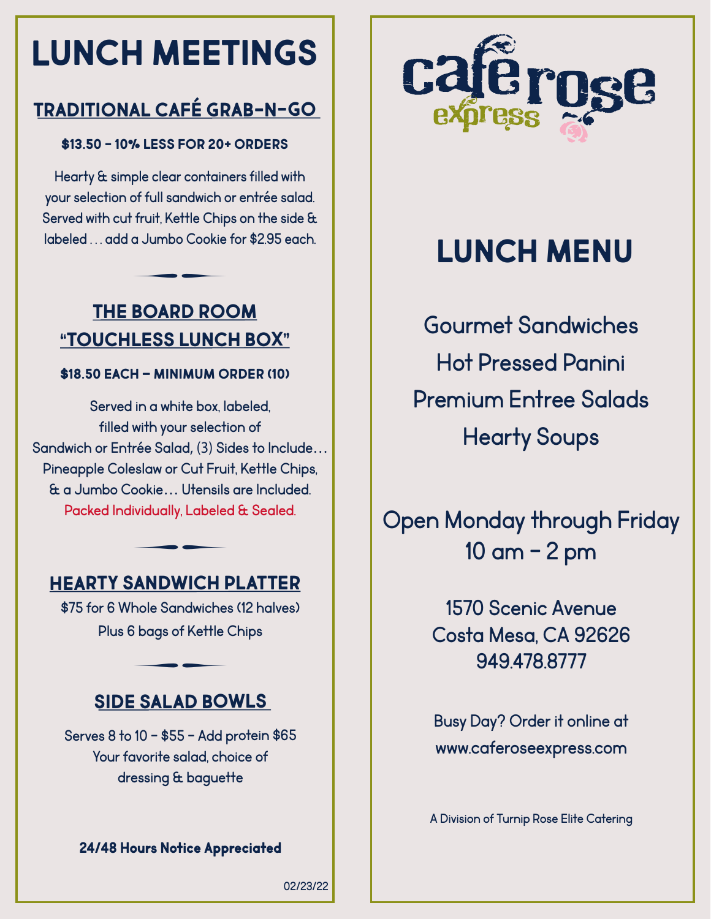# LUNCH MEETINGS

## TRADITIONAL CAFÉ GRAB-N-GO

**$13.50 - 10% LESS FOR 20+ ORDERS**

Hearty & simple clear containers filled with your selection of full sandwich or entrée salad. Served with cut fruit, Kettle Chips on the side & labeled . . . add a Jumbo Cookie for $2.95 each.

## THE BOARD ROOM "TOUCHLESS LUNCH BOX"

**$18.50 EACH – MINIMUM ORDER (10)**

Served in a white box, labeled, filled with your selection of Sandwich or Entrée Salad, (3) Sides to Include… Pineapple Coleslaw or Cut Fruit, Kettle Chips, & a Jumbo Cookie… Utensils are Included. Packed Individually, Labeled & Sealed.

## HEARTY SANDWICH PLATTER

$75 for 6 Whole Sandwiches (12 halves)
Plus 6 bags of Kettle Chips

## SIDE SALAD BOWLS

Serves 8 to 10 - $55 - Add protein $65
Your favorite salad, choice of dressing & baguette

**24/48 Hours Notice Appreciated**

02/23/22

café rose express

# LUNCH MENU

Gourmet Sandwiches
Hot Pressed Panini
Premium Entree Salads
Hearty Soups

Open Monday through Friday
10 am - 2 pm

1570 Scenic Avenue
Costa Mesa, CA 92626
949.478.8777

Busy Day? Order it online at
www.caferoseexpress.com

A Division of Turnip Rose Elite Catering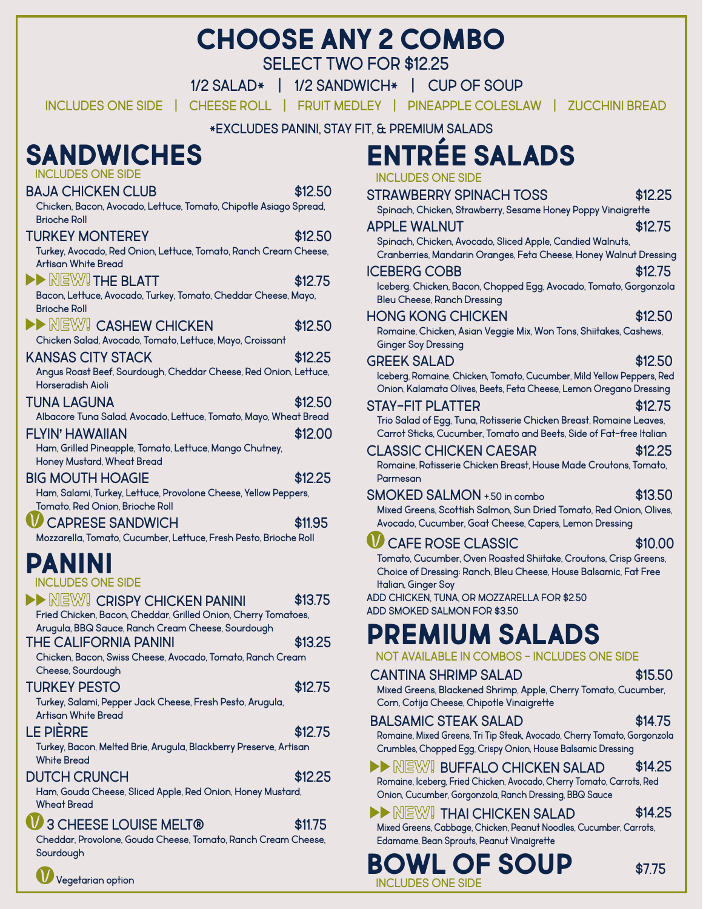# CHOOSE ANY 2 COMBO

## SELECT TWO FOR $12.25

1/2 SALAD* | 1/2 SANDWICH* | CUP OF SOUP

INCLUDES ONE SIDE | CHEESE ROLL | FRUIT MEDLEY | PINEAPPLE COLESLAW | ZUCCHINI BREAD

*EXCLUDES PANINI, STAY FIT, & PREMIUM SALADS

# SANDWICHES

INCLUDES ONE SIDE

**BAJA CHICKEN CLUB** $12.50
Chicken, Bacon, Avocado, Lettuce, Tomato, Chipotle Asiago Spread, Brioche Roll

**TURKEY MONTEREY** $12.50
Turkey, Avocado, Red Onion, Lettuce, Tomato, Ranch Cream Cheese, Artisan White Bread

▶▶ NEW! **THE BLATT** $12.75
Bacon, Lettuce, Avocado, Turkey, Tomato, Cheddar Cheese, Mayo, Brioche Roll

▶▶ NEW! **CASHEW CHICKEN** $12.50
Chicken Salad, Avocado, Tomato, Lettuce, Mayo, Croissant

**KANSAS CITY STACK** $12.25
Angus Roast Beef, Sourdough, Cheddar Cheese, Red Onion, Lettuce, Horseradish Aioli

**TUNA LAGUNA** $12.50
Albacore Tuna Salad, Avocado, Lettuce, Tomato, Mayo, Wheat Bread

**FLYIN' HAWAIIAN** $12.00
Ham, Grilled Pineapple, Tomato, Lettuce, Mango Chutney, Honey Mustard, Wheat Bread

**BIG MOUTH HOAGIE** $12.25
Ham, Salami, Turkey, Lettuce, Provolone Cheese, Yellow Peppers, Tomato, Red Onion, Brioche Roll

(V) **CAPRESE SANDWICH** $11.95
Mozzarella, Tomato, Cucumber, Lettuce, Fresh Pesto, Brioche Roll

# PANINI

INCLUDES ONE SIDE

▶▶ NEW! **CRISPY CHICKEN PANINI** $13.75
Fried Chicken, Bacon, Cheddar, Grilled Onion, Cherry Tomatoes, Arugula, BBQ Sauce, Ranch Cream Cheese, Sourdough

**THE CALIFORNIA PANINI** $13.25
Chicken, Bacon, Swiss Cheese, Avocado, Tomato, Ranch Cream Cheese, Sourdough

**TURKEY PESTO** $12.75
Turkey, Salami, Pepper Jack Cheese, Fresh Pesto, Arugula, Artisan White Bread

**LE PIÈRRE** $12.75
Turkey, Bacon, Melted Brie, Arugula, Blackberry Preserve, Artisan White Bread

**DUTCH CRUNCH** $12.25
Ham, Gouda Cheese, Sliced Apple, Red Onion, Honey Mustard, Wheat Bread

(V) **3 CHEESE LOUISE MELT®** $11.75
Cheddar, Provolone, Gouda Cheese, Tomato, Ranch Cream Cheese, Sourdough

(V) Vegetarian option

# ENTRÉE SALADS

INCLUDES ONE SIDE

**STRAWBERRY SPINACH TOSS** $12.25
Spinach, Chicken, Strawberry, Sesame Honey Poppy Vinaigrette

**APPLE WALNUT** $12.75
Spinach, Chicken, Avocado, Sliced Apple, Candied Walnuts, Cranberries, Mandarin Oranges, Feta Cheese, Honey Walnut Dressing

**ICEBERG COBB** $12.75
Iceberg, Chicken, Bacon, Chopped Egg, Avocado, Tomato, Gorgonzola Bleu Cheese, Ranch Dressing

**HONG KONG CHICKEN** $12.50
Romaine, Chicken, Asian Veggie Mix, Won Tons, Shiitakes, Cashews, Ginger Soy Dressing

**GREEK SALAD** $12.50
Iceberg, Romaine, Chicken, Tomato, Cucumber, Mild Yellow Peppers, Red Onion, Kalamata Olives, Beets, Feta Cheese, Lemon Oregano Dressing

**STAY-FIT PLATTER** $12.75
Trio Salad of Egg, Tuna, Rotisserie Chicken Breast, Romaine Leaves, Carrot Sticks, Cucumber, Tomato and Beets, Side of Fat-free Italian

**CLASSIC CHICKEN CAESAR** $12.25
Romaine, Rotisserie Chicken Breast, House Made Croutons, Tomato, Parmesan

**SMOKED SALMON** +.50 in combo $13.50
Mixed Greens, Scottish Salmon, Sun Dried Tomato, Red Onion, Olives, Avocado, Cucumber, Goat Cheese, Capers, Lemon Dressing

(V) **CAFE ROSE CLASSIC** $10.00
Tomato, Cucumber, Oven Roasted Shiitake, Croutons, Crisp Greens, Choice of Dressing: Ranch, Bleu Cheese, House Balsamic, Fat Free Italian, Ginger Soy

ADD CHICKEN, TUNA, OR MOZZARELLA FOR $2.50
ADD SMOKED SALMON FOR $3.50

# PREMIUM SALADS

NOT AVAILABLE IN COMBOS - INCLUDES ONE SIDE

**CANTINA SHRIMP SALAD** $15.50
Mixed Greens, Blackened Shrimp, Apple, Cherry Tomato, Cucumber, Corn, Cotija Cheese, Chipotle Vinaigrette

**BALSAMIC STEAK SALAD** $14.75
Romaine, Mixed Greens, Tri Tip Steak, Avocado, Cherry Tomato, Gorgonzola Crumbles, Chopped Egg, Crispy Onion, House Balsamic Dressing

▶▶ NEW! **BUFFALO CHICKEN SALAD** $14.25
Romaine, Iceberg, Fried Chicken, Avocado, Cherry Tomato, Carrots, Red Onion, Cucumber, Gorgonzola, Ranch Dressing, BBQ Sauce

▶▶ NEW! **THAI CHICKEN SALAD** $14.25
Mixed Greens, Cabbage, Chicken, Peanut Noodles, Cucumber, Carrots, Edamame, Bean Sprouts, Peanut Vinaigrette

# BOWL OF SOUP $7.75

INCLUDES ONE SIDE